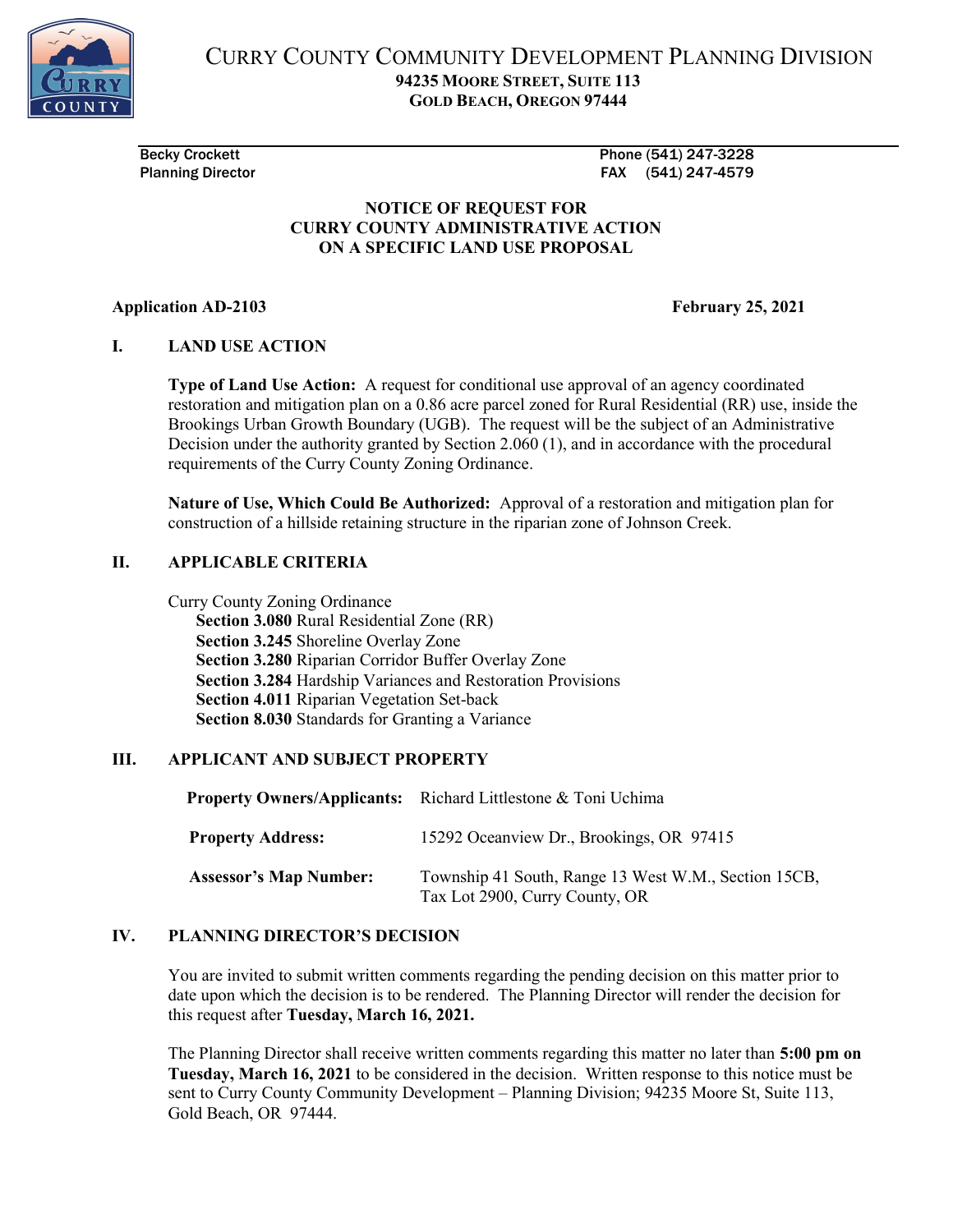# CURRY COUNTY COMMUNITY DEVELOPMENT PLANNING DIVISION

**94235 MOORE STREET, SUITE 113**
**GOLD BEACH, OREGON 97444**

Becky Crockett
Planning Director

Phone (541) 247-3228
FAX (541) 247-4579

## NOTICE OF REQUEST FOR CURRY COUNTY ADMINISTRATIVE ACTION ON A SPECIFIC LAND USE PROPOSAL

**Application AD-2103** **February 25, 2021**

### I. LAND USE ACTION

**Type of Land Use Action:** A request for conditional use approval of an agency coordinated restoration and mitigation plan on a 0.86 acre parcel zoned for Rural Residential (RR) use, inside the Brookings Urban Growth Boundary (UGB). The request will be the subject of an Administrative Decision under the authority granted by Section 2.060 (1), and in accordance with the procedural requirements of the Curry County Zoning Ordinance.

**Nature of Use, Which Could Be Authorized:** Approval of a restoration and mitigation plan for construction of a hillside retaining structure in the riparian zone of Johnson Creek.

### II. APPLICABLE CRITERIA

Curry County Zoning Ordinance

- **Section 3.080** Rural Residential Zone (RR)
- **Section 3.245** Shoreline Overlay Zone
- **Section 3.280** Riparian Corridor Buffer Overlay Zone
- **Section 3.284** Hardship Variances and Restoration Provisions
- **Section 4.011** Riparian Vegetation Set-back
- **Section 8.030** Standards for Granting a Variance

### III. APPLICANT AND SUBJECT PROPERTY

| | |
|---|---|
| **Property Owners/Applicants:** | Richard Littlestone & Toni Uchima |
| **Property Address:** | 15292 Oceanview Dr., Brookings, OR 97415 |
| **Assessor's Map Number:** | Township 41 South, Range 13 West W.M., Section 15CB, Tax Lot 2900, Curry County, OR |

### IV. PLANNING DIRECTOR'S DECISION

You are invited to submit written comments regarding the pending decision on this matter prior to date upon which the decision is to be rendered. The Planning Director will render the decision for this request after **Tuesday, March 16, 2021.**

The Planning Director shall receive written comments regarding this matter no later than **5:00 pm on Tuesday, March 16, 2021** to be considered in the decision. Written response to this notice must be sent to Curry County Community Development – Planning Division; 94235 Moore St, Suite 113, Gold Beach, OR 97444.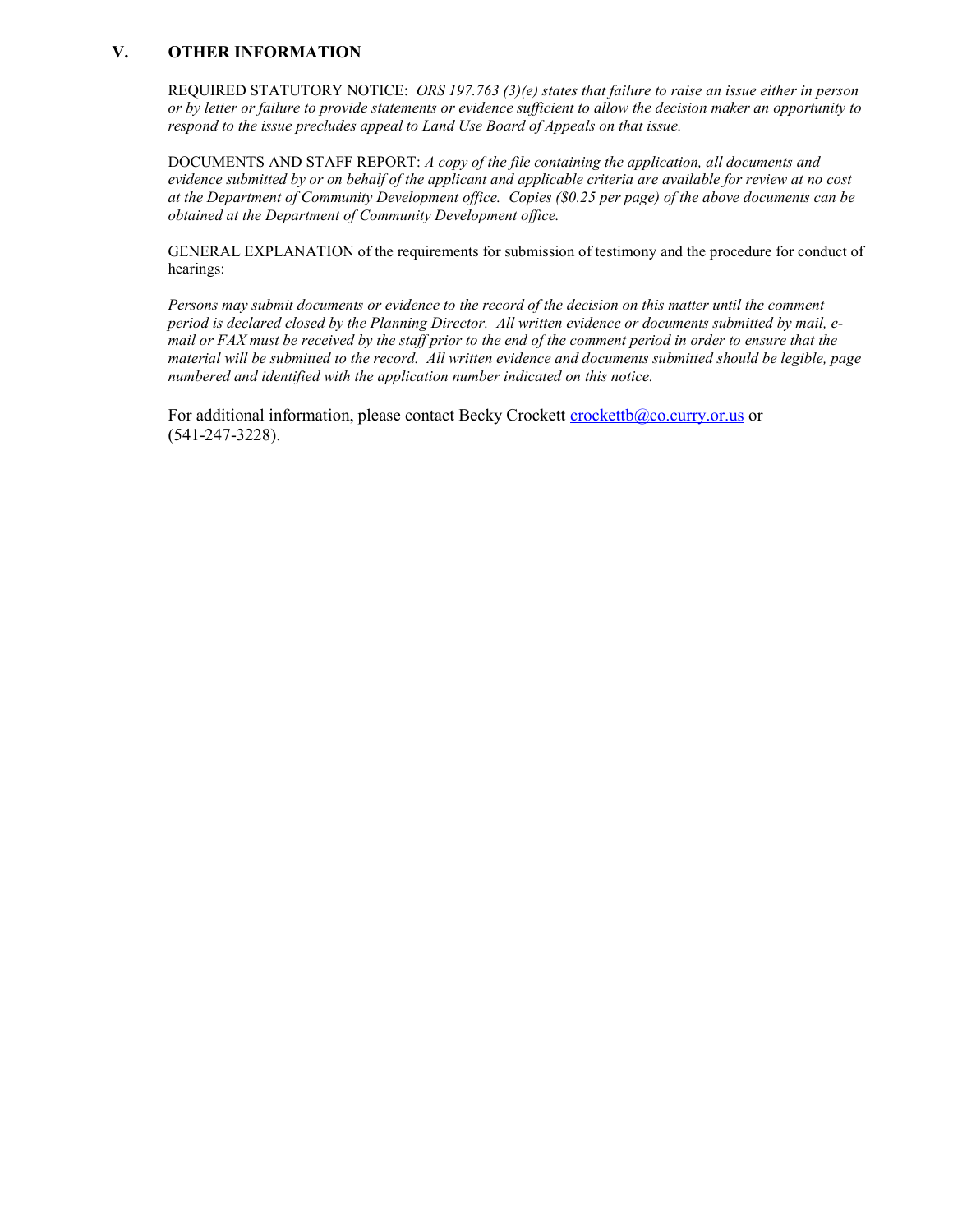## V. OTHER INFORMATION

REQUIRED STATUTORY NOTICE: *ORS 197.763 (3)(e) states that failure to raise an issue either in person or by letter or failure to provide statements or evidence sufficient to allow the decision maker an opportunity to respond to the issue precludes appeal to Land Use Board of Appeals on that issue.*

DOCUMENTS AND STAFF REPORT: *A copy of the file containing the application, all documents and evidence submitted by or on behalf of the applicant and applicable criteria are available for review at no cost at the Department of Community Development office. Copies ($0.25 per page) of the above documents can be obtained at the Department of Community Development office.*

GENERAL EXPLANATION of the requirements for submission of testimony and the procedure for conduct of hearings:

*Persons may submit documents or evidence to the record of the decision on this matter until the comment period is declared closed by the Planning Director. All written evidence or documents submitted by mail, e-mail or FAX must be received by the staff prior to the end of the comment period in order to ensure that the material will be submitted to the record. All written evidence and documents submitted should be legible, page numbered and identified with the application number indicated on this notice.*

For additional information, please contact Becky Crockett crockettb@co.curry.or.us or (541-247-3228).